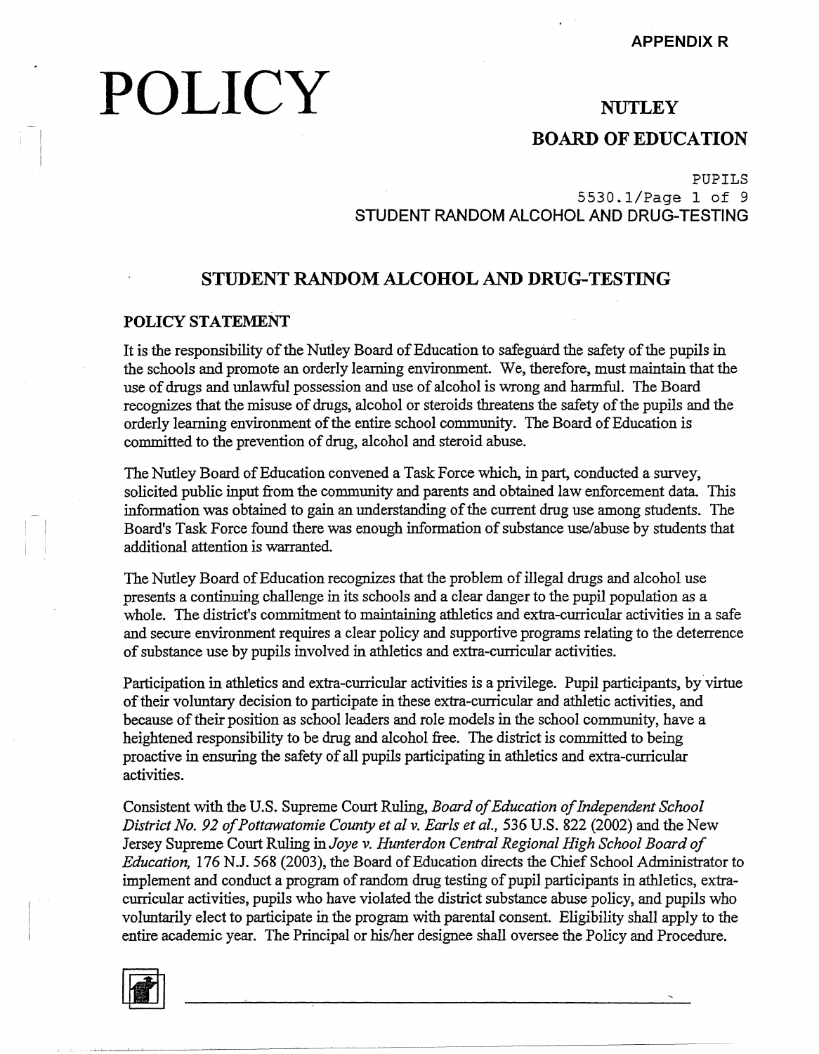APPENDIX R

# POLICY

**NUTLEY**

**BOARD OF EDUCATION**

PUPILS
5530.1
STUDENT RANDOM ALCOHOL AND DRUG-TESTING

## STUDENT RANDOM ALCOHOL AND DRUG-TESTING

### POLICY STATEMENT

It is the responsibility of the Nutley Board of Education to safeguard the safety of the pupils in the schools and promote an orderly learning environment. We, therefore, must maintain that the use of drugs and unlawful possession and use of alcohol is wrong and harmful. The Board recognizes that the misuse of drugs, alcohol or steroids threatens the safety of the pupils and the orderly learning environment of the entire school community. The Board of Education is committed to the prevention of drug, alcohol and steroid abuse.

The Nutley Board of Education convened a Task Force which, in part, conducted a survey, solicited public input from the community and parents and obtained law enforcement data. This information was obtained to gain an understanding of the current drug use among students. The Board's Task Force found there was enough information of substance use/abuse by students that additional attention is warranted.

The Nutley Board of Education recognizes that the problem of illegal drugs and alcohol use presents a continuing challenge in its schools and a clear danger to the pupil population as a whole. The district's commitment to maintaining athletics and extra-curricular activities in a safe and secure environment requires a clear policy and supportive programs relating to the deterrence of substance use by pupils involved in athletics and extra-curricular activities.

Participation in athletics and extra-curricular activities is a privilege. Pupil participants, by virtue of their voluntary decision to participate in these extra-curricular and athletic activities, and because of their position as school leaders and role models in the school community, have a heightened responsibility to be drug and alcohol free. The district is committed to being proactive in ensuring the safety of all pupils participating in athletics and extra-curricular activities.

Consistent with the U.S. Supreme Court Ruling, *Board of Education of Independent School District No. 92 of Pottawatomie County et al v. Earls et al.,* 536 U.S. 822 (2002) and the New Jersey Supreme Court Ruling in *Joye v. Hunterdon Central Regional High School Board of Education,* 176 N.J. 568 (2003), the Board of Education directs the Chief School Administrator to implement and conduct a program of random drug testing of pupil participants in athletics, extra-curricular activities, pupils who have violated the district substance abuse policy, and pupils who voluntarily elect to participate in the program with parental consent. Eligibility shall apply to the entire academic year. The Principal or his/her designee shall oversee the Policy and Procedure.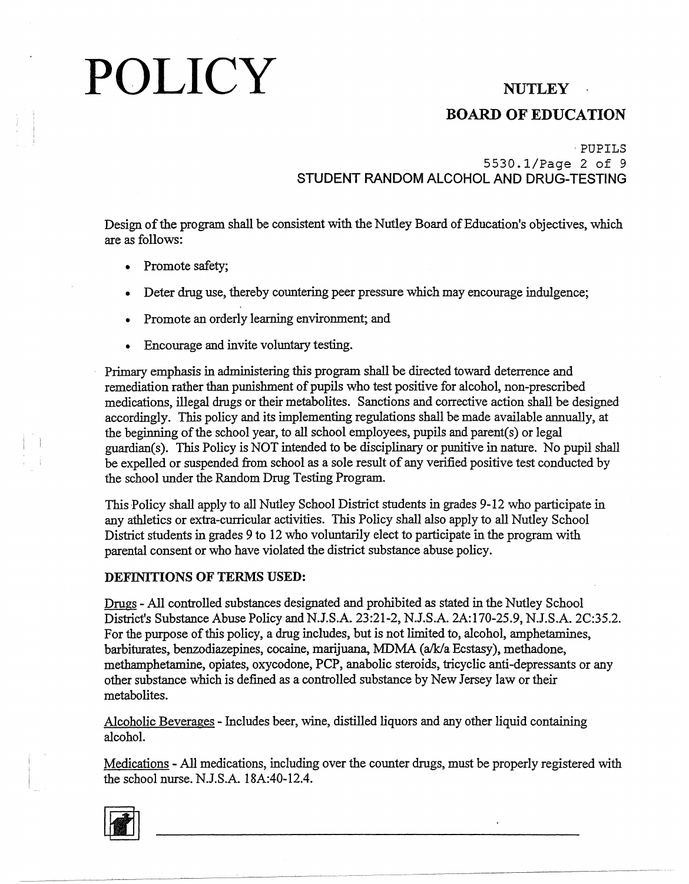Design of the program shall be consistent with the Nutley Board of Education's objectives, which are as follows:

- Promote safety;
- Deter drug use, thereby countering peer pressure which may encourage indulgence;
- Promote an orderly learning environment; and
- Encourage and invite voluntary testing.

Primary emphasis in administering this program shall be directed toward deterrence and remediation rather than punishment of pupils who test positive for alcohol, non-prescribed medications, illegal drugs or their metabolites. Sanctions and corrective action shall be designed accordingly. This policy and its implementing regulations shall be made available annually, at the beginning of the school year, to all school employees, pupils and parent(s) or legal guardian(s). This Policy is NOT intended to be disciplinary or punitive in nature. No pupil shall be expelled or suspended from school as a sole result of any verified positive test conducted by the school under the Random Drug Testing Program.

This Policy shall apply to all Nutley School District students in grades 9-12 who participate in any athletics or extra-curricular activities. This Policy shall also apply to all Nutley School District students in grades 9 to 12 who voluntarily elect to participate in the program with parental consent or who have violated the district substance abuse policy.

**DEFINITIONS OF TERMS USED:**

Drugs - All controlled substances designated and prohibited as stated in the Nutley School District's Substance Abuse Policy and N.J.S.A. 23:21-2, N.J.S.A. 2A:170-25.9, N.J.S.A. 2C:35.2. For the purpose of this policy, a drug includes, but is not limited to, alcohol, amphetamines, barbiturates, benzodiazepines, cocaine, marijuana, MDMA (a/k/a Ecstasy), methadone, methamphetamine, opiates, oxycodone, PCP, anabolic steroids, tricyclic anti-depressants or any other substance which is defined as a controlled substance by New Jersey law or their metabolites.

Alcoholic Beverages - Includes beer, wine, distilled liquors and any other liquid containing alcohol.

Medications - All medications, including over the counter drugs, must be properly registered with the school nurse. N.J.S.A. 18A:40-12.4.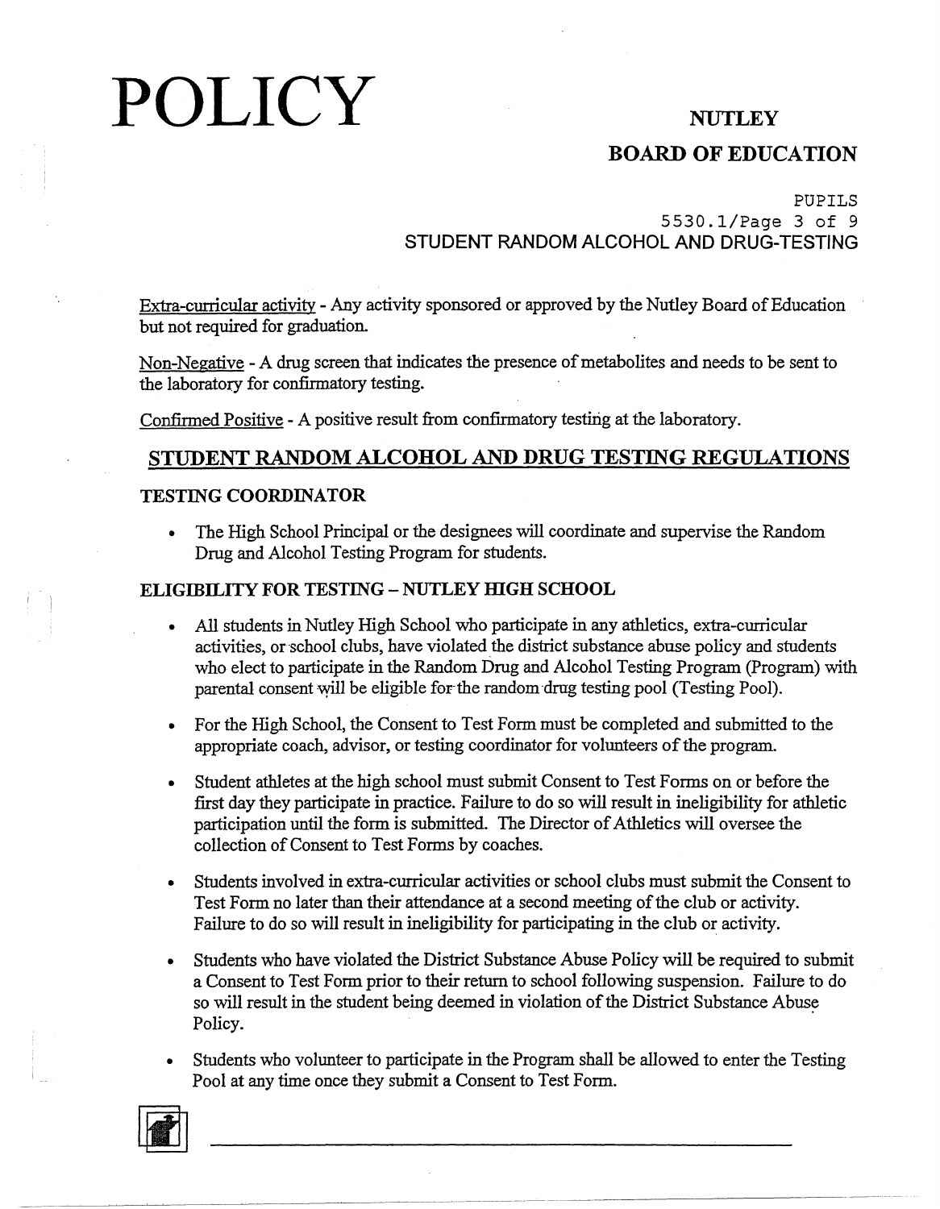Extra-curricular activity - Any activity sponsored or approved by the Nutley Board of Education but not required for graduation.

Non-Negative - A drug screen that indicates the presence of metabolites and needs to be sent to the laboratory for confirmatory testing.

Confirmed Positive - A positive result from confirmatory testing at the laboratory.

## STUDENT RANDOM ALCOHOL AND DRUG TESTING REGULATIONS

### TESTING COORDINATOR

- The High School Principal or the designees will coordinate and supervise the Random Drug and Alcohol Testing Program for students.

### ELIGIBILITY FOR TESTING – NUTLEY HIGH SCHOOL

- All students in Nutley High School who participate in any athletics, extra-curricular activities, or school clubs, have violated the district substance abuse policy and students who elect to participate in the Random Drug and Alcohol Testing Program (Program) with parental consent will be eligible for the random drug testing pool (Testing Pool).
- For the High School, the Consent to Test Form must be completed and submitted to the appropriate coach, advisor, or testing coordinator for volunteers of the program.
- Student athletes at the high school must submit Consent to Test Forms on or before the first day they participate in practice. Failure to do so will result in ineligibility for athletic participation until the form is submitted. The Director of Athletics will oversee the collection of Consent to Test Forms by coaches.
- Students involved in extra-curricular activities or school clubs must submit the Consent to Test Form no later than their attendance at a second meeting of the club or activity. Failure to do so will result in ineligibility for participating in the club or activity.
- Students who have violated the District Substance Abuse Policy will be required to submit a Consent to Test Form prior to their return to school following suspension. Failure to do so will result in the student being deemed in violation of the District Substance Abuse Policy.
- Students who volunteer to participate in the Program shall be allowed to enter the Testing Pool at any time once they submit a Consent to Test Form.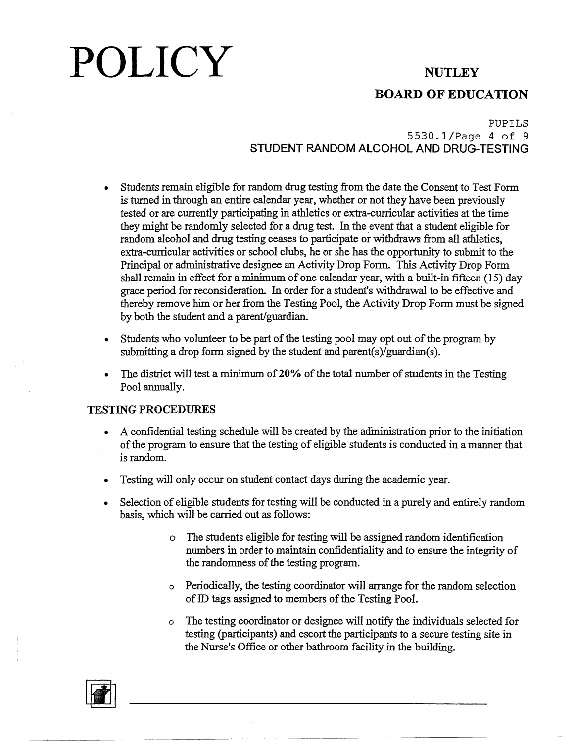- Students remain eligible for random drug testing from the date the Consent to Test Form is turned in through an entire calendar year, whether or not they have been previously tested or are currently participating in athletics or extra-curricular activities at the time they might be randomly selected for a drug test. In the event that a student eligible for random alcohol and drug testing ceases to participate or withdraws from all athletics, extra-curricular activities or school clubs, he or she has the opportunity to submit to the Principal or administrative designee an Activity Drop Form. This Activity Drop Form shall remain in effect for a minimum of one calendar year, with a built-in fifteen (15) day grace period for reconsideration. In order for a student's withdrawal to be effective and thereby remove him or her from the Testing Pool, the Activity Drop Form must be signed by both the student and a parent/guardian.

- Students who volunteer to be part of the testing pool may opt out of the program by submitting a drop form signed by the student and parent(s)/guardian(s).

- The district will test a minimum of **20%** of the total number of students in the Testing Pool annually.

## TESTING PROCEDURES

- A confidential testing schedule will be created by the administration prior to the initiation of the program to ensure that the testing of eligible students is conducted in a manner that is random.

- Testing will only occur on student contact days during the academic year.

- Selection of eligible students for testing will be conducted in a purely and entirely random basis, which will be carried out as follows:

  - The students eligible for testing will be assigned random identification numbers in order to maintain confidentiality and to ensure the integrity of the randomness of the testing program.

  - Periodically, the testing coordinator will arrange for the random selection of ID tags assigned to members of the Testing Pool.

  - The testing coordinator or designee will notify the individuals selected for testing (participants) and escort the participants to a secure testing site in the Nurse's Office or other bathroom facility in the building.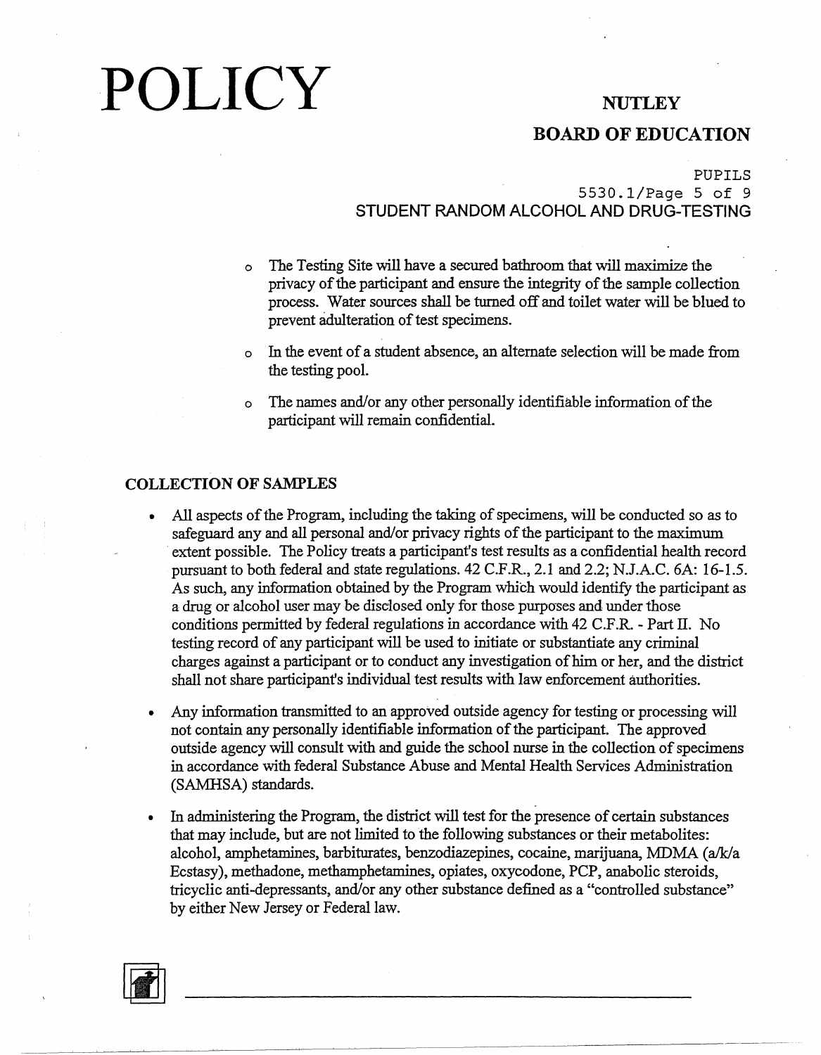- The Testing Site will have a secured bathroom that will maximize the privacy of the participant and ensure the integrity of the sample collection process. Water sources shall be turned off and toilet water will be blued to prevent adulteration of test specimens.
- In the event of a student absence, an alternate selection will be made from the testing pool.
- The names and/or any other personally identifiable information of the participant will remain confidential.

## COLLECTION OF SAMPLES

- All aspects of the Program, including the taking of specimens, will be conducted so as to safeguard any and all personal and/or privacy rights of the participant to the maximum extent possible. The Policy treats a participant's test results as a confidential health record pursuant to both federal and state regulations. 42 C.F.R., 2.1 and 2.2; N.J.A.C. 6A: 16-1.5. As such, any information obtained by the Program which would identify the participant as a drug or alcohol user may be disclosed only for those purposes and under those conditions permitted by federal regulations in accordance with 42 C.F.R. - Part II. No testing record of any participant will be used to initiate or substantiate any criminal charges against a participant or to conduct any investigation of him or her, and the district shall not share participant's individual test results with law enforcement authorities.
- Any information transmitted to an approved outside agency for testing or processing will not contain any personally identifiable information of the participant. The approved outside agency will consult with and guide the school nurse in the collection of specimens in accordance with federal Substance Abuse and Mental Health Services Administration (SAMHSA) standards.
- In administering the Program, the district will test for the presence of certain substances that may include, but are not limited to the following substances or their metabolites: alcohol, amphetamines, barbiturates, benzodiazepines, cocaine, marijuana, MDMA (a/k/a Ecstasy), methadone, methamphetamines, opiates, oxycodone, PCP, anabolic steroids, tricyclic anti-depressants, and/or any other substance defined as a "controlled substance" by either New Jersey or Federal law.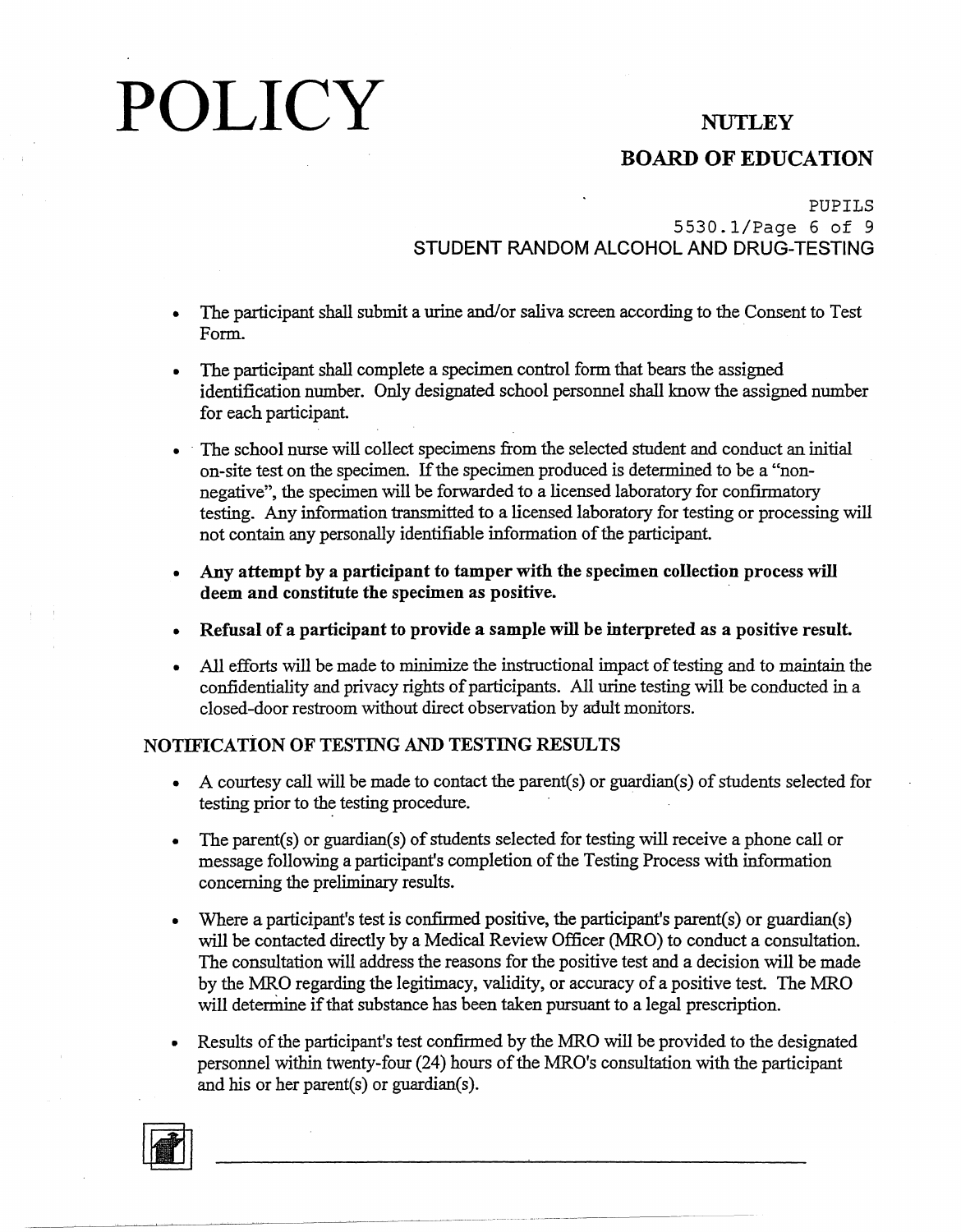- The participant shall submit a urine and/or saliva screen according to the Consent to Test Form.
- The participant shall complete a specimen control form that bears the assigned identification number. Only designated school personnel shall know the assigned number for each participant.
- The school nurse will collect specimens from the selected student and conduct an initial on-site test on the specimen. If the specimen produced is determined to be a "non-negative", the specimen will be forwarded to a licensed laboratory for confirmatory testing. Any information transmitted to a licensed laboratory for testing or processing will not contain any personally identifiable information of the participant.
- **Any attempt by a participant to tamper with the specimen collection process will deem and constitute the specimen as positive.**
- **Refusal of a participant to provide a sample will be interpreted as a positive result.**
- All efforts will be made to minimize the instructional impact of testing and to maintain the confidentiality and privacy rights of participants. All urine testing will be conducted in a closed-door restroom without direct observation by adult monitors.

## NOTIFICATION OF TESTING AND TESTING RESULTS

- A courtesy call will be made to contact the parent(s) or guardian(s) of students selected for testing prior to the testing procedure.
- The parent(s) or guardian(s) of students selected for testing will receive a phone call or message following a participant's completion of the Testing Process with information concerning the preliminary results.
- Where a participant's test is confirmed positive, the participant's parent(s) or guardian(s) will be contacted directly by a Medical Review Officer (MRO) to conduct a consultation. The consultation will address the reasons for the positive test and a decision will be made by the MRO regarding the legitimacy, validity, or accuracy of a positive test. The MRO will determine if that substance has been taken pursuant to a legal prescription.
- Results of the participant's test confirmed by the MRO will be provided to the designated personnel within twenty-four (24) hours of the MRO's consultation with the participant and his or her parent(s) or guardian(s).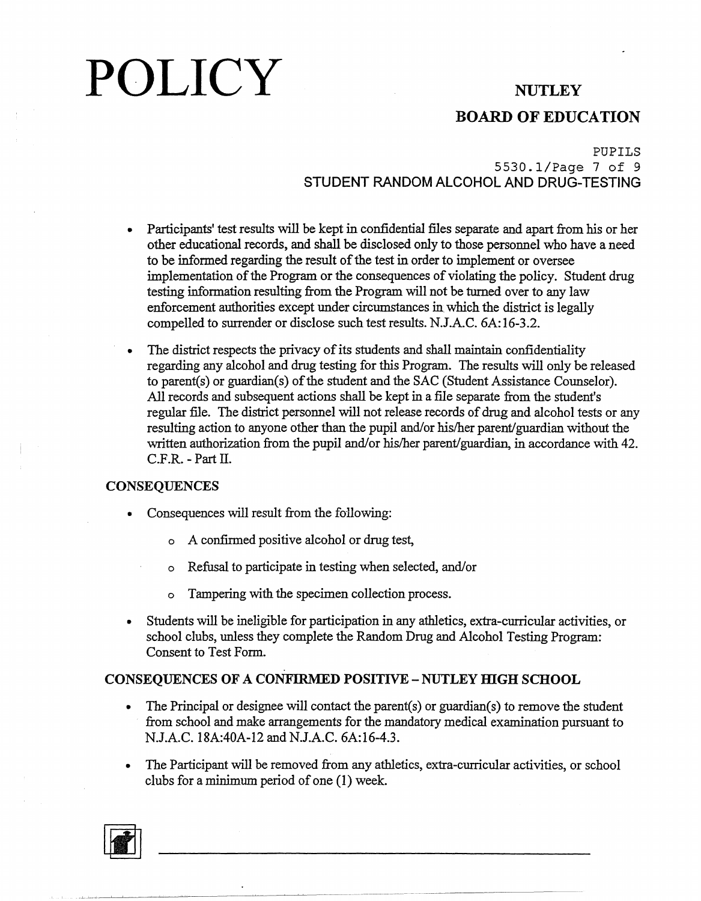- Participants' test results will be kept in confidential files separate and apart from his or her other educational records, and shall be disclosed only to those personnel who have a need to be informed regarding the result of the test in order to implement or oversee implementation of the Program or the consequences of violating the policy. Student drug testing information resulting from the Program will not be turned over to any law enforcement authorities except under circumstances in which the district is legally compelled to surrender or disclose such test results. N.J.A.C. 6A:16-3.2.

- The district respects the privacy of its students and shall maintain confidentiality regarding any alcohol and drug testing for this Program. The results will only be released to parent(s) or guardian(s) of the student and the SAC (Student Assistance Counselor). All records and subsequent actions shall be kept in a file separate from the student's regular file. The district personnel will not release records of drug and alcohol tests or any resulting action to anyone other than the pupil and/or his/her parent/guardian without the written authorization from the pupil and/or his/her parent/guardian, in accordance with 42. C.F.R. - Part II.

## CONSEQUENCES

- Consequences will result from the following:
  - A confirmed positive alcohol or drug test,
  - Refusal to participate in testing when selected, and/or
  - Tampering with the specimen collection process.
- Students will be ineligible for participation in any athletics, extra-curricular activities, or school clubs, unless they complete the Random Drug and Alcohol Testing Program: Consent to Test Form.

## CONSEQUENCES OF A CONFIRMED POSITIVE – NUTLEY HIGH SCHOOL

- The Principal or designee will contact the parent(s) or guardian(s) to remove the student from school and make arrangements for the mandatory medical examination pursuant to N.J.A.C. 18A:40A-12 and N.J.A.C. 6A:16-4.3.

- The Participant will be removed from any athletics, extra-curricular activities, or school clubs for a minimum period of one (1) week.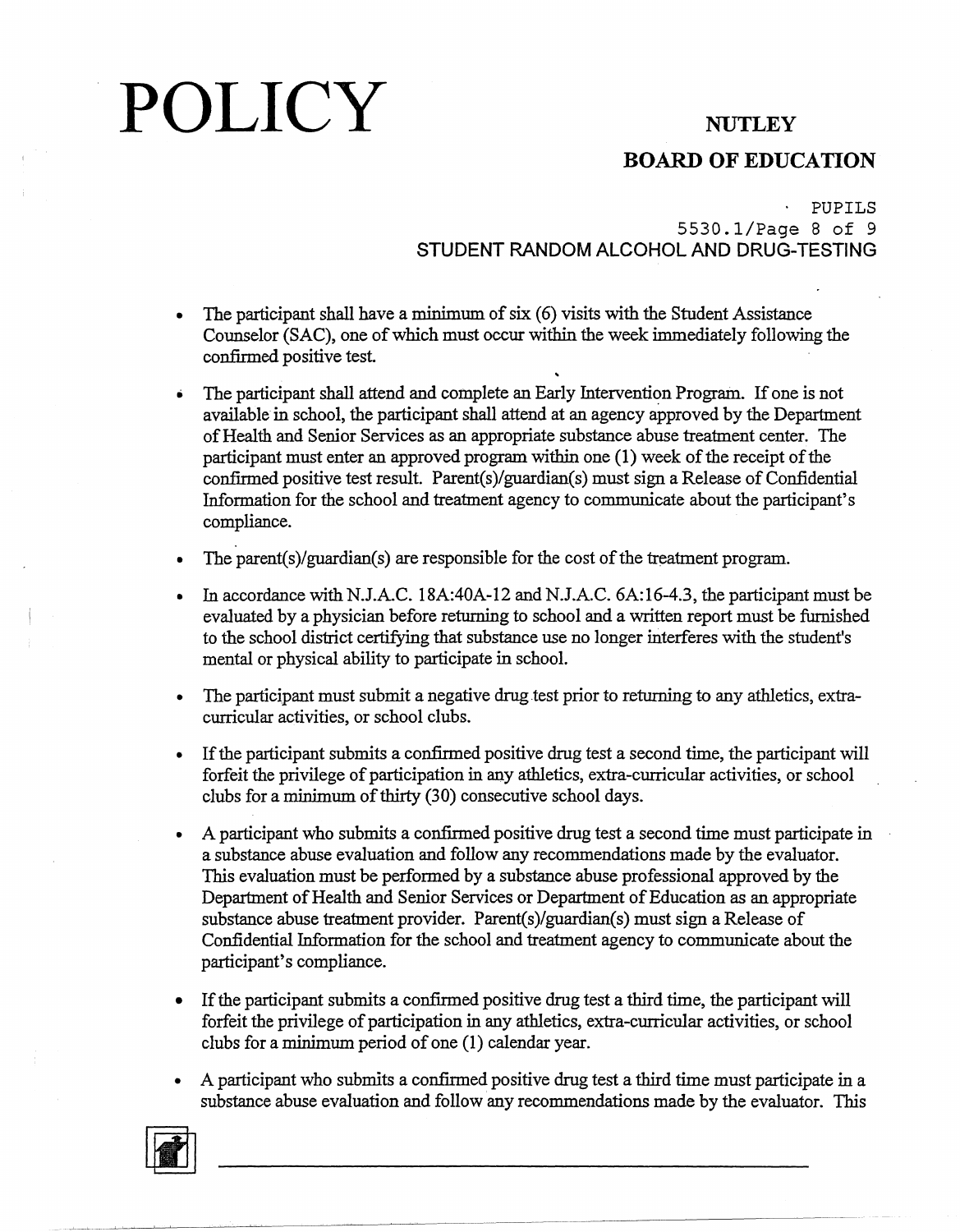- The participant shall have a minimum of six (6) visits with the Student Assistance Counselor (SAC), one of which must occur within the week immediately following the confirmed positive test.

- The participant shall attend and complete an Early Intervention Program. If one is not available in school, the participant shall attend at an agency approved by the Department of Health and Senior Services as an appropriate substance abuse treatment center. The participant must enter an approved program within one (1) week of the receipt of the confirmed positive test result. Parent(s)/guardian(s) must sign a Release of Confidential Information for the school and treatment agency to communicate about the participant's compliance.

- The parent(s)/guardian(s) are responsible for the cost of the treatment program.

- In accordance with N.J.A.C. 18A:40A-12 and N.J.A.C. 6A:16-4.3, the participant must be evaluated by a physician before returning to school and a written report must be furnished to the school district certifying that substance use no longer interferes with the student's mental or physical ability to participate in school.

- The participant must submit a negative drug test prior to returning to any athletics, extra-curricular activities, or school clubs.

- If the participant submits a confirmed positive drug test a second time, the participant will forfeit the privilege of participation in any athletics, extra-curricular activities, or school clubs for a minimum of thirty (30) consecutive school days.

- A participant who submits a confirmed positive drug test a second time must participate in a substance abuse evaluation and follow any recommendations made by the evaluator. This evaluation must be performed by a substance abuse professional approved by the Department of Health and Senior Services or Department of Education as an appropriate substance abuse treatment provider. Parent(s)/guardian(s) must sign a Release of Confidential Information for the school and treatment agency to communicate about the participant's compliance.

- If the participant submits a confirmed positive drug test a third time, the participant will forfeit the privilege of participation in any athletics, extra-curricular activities, or school clubs for a minimum period of one (1) calendar year.

- A participant who submits a confirmed positive drug test a third time must participate in a substance abuse evaluation and follow any recommendations made by the evaluator. This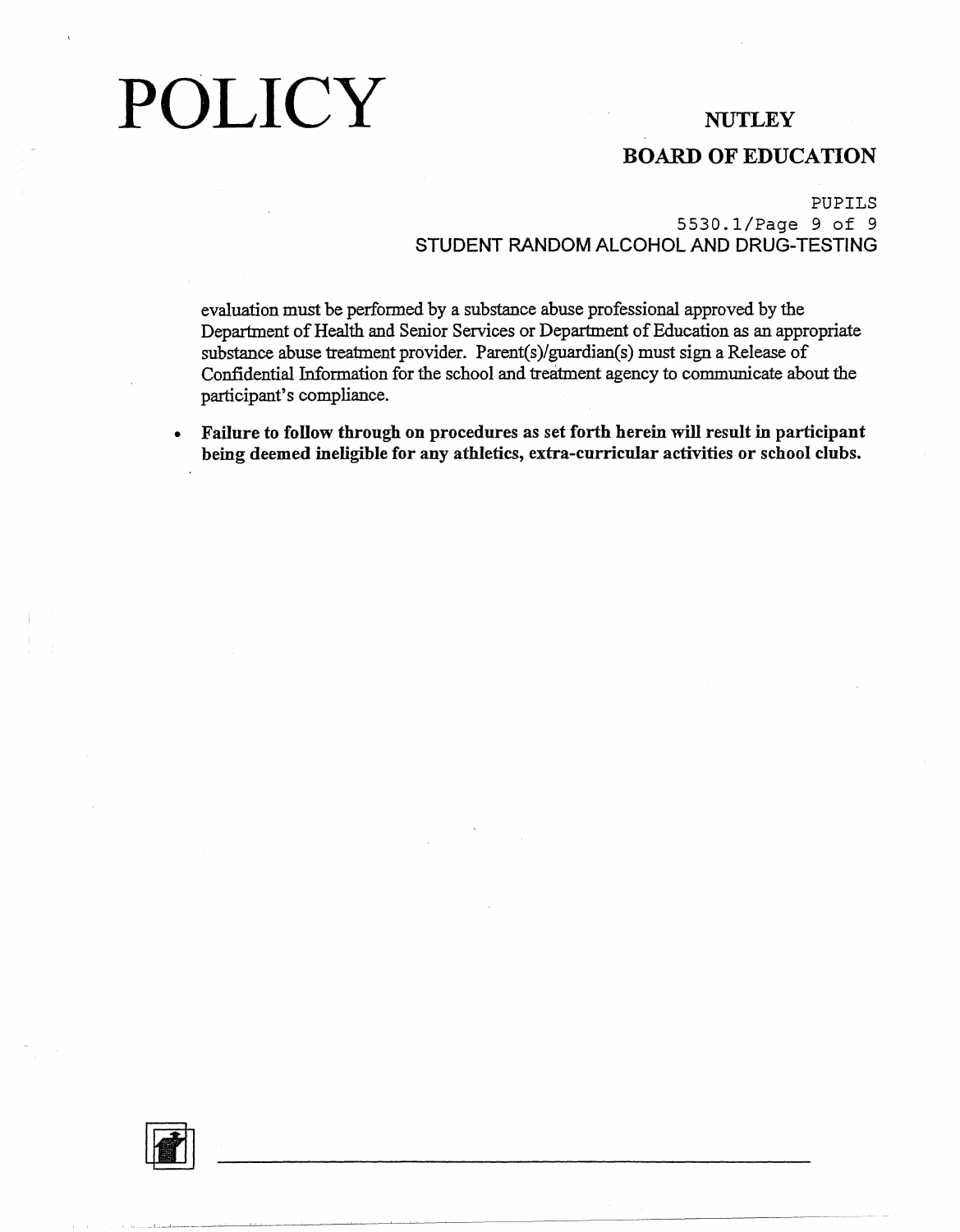evaluation must be performed by a substance abuse professional approved by the Department of Health and Senior Services or Department of Education as an appropriate substance abuse treatment provider. Parent(s)/guardian(s) must sign a Release of Confidential Information for the school and treatment agency to communicate about the participant's compliance.

- **Failure to follow through on procedures as set forth herein will result in participant being deemed ineligible for any athletics, extra-curricular activities or school clubs.**